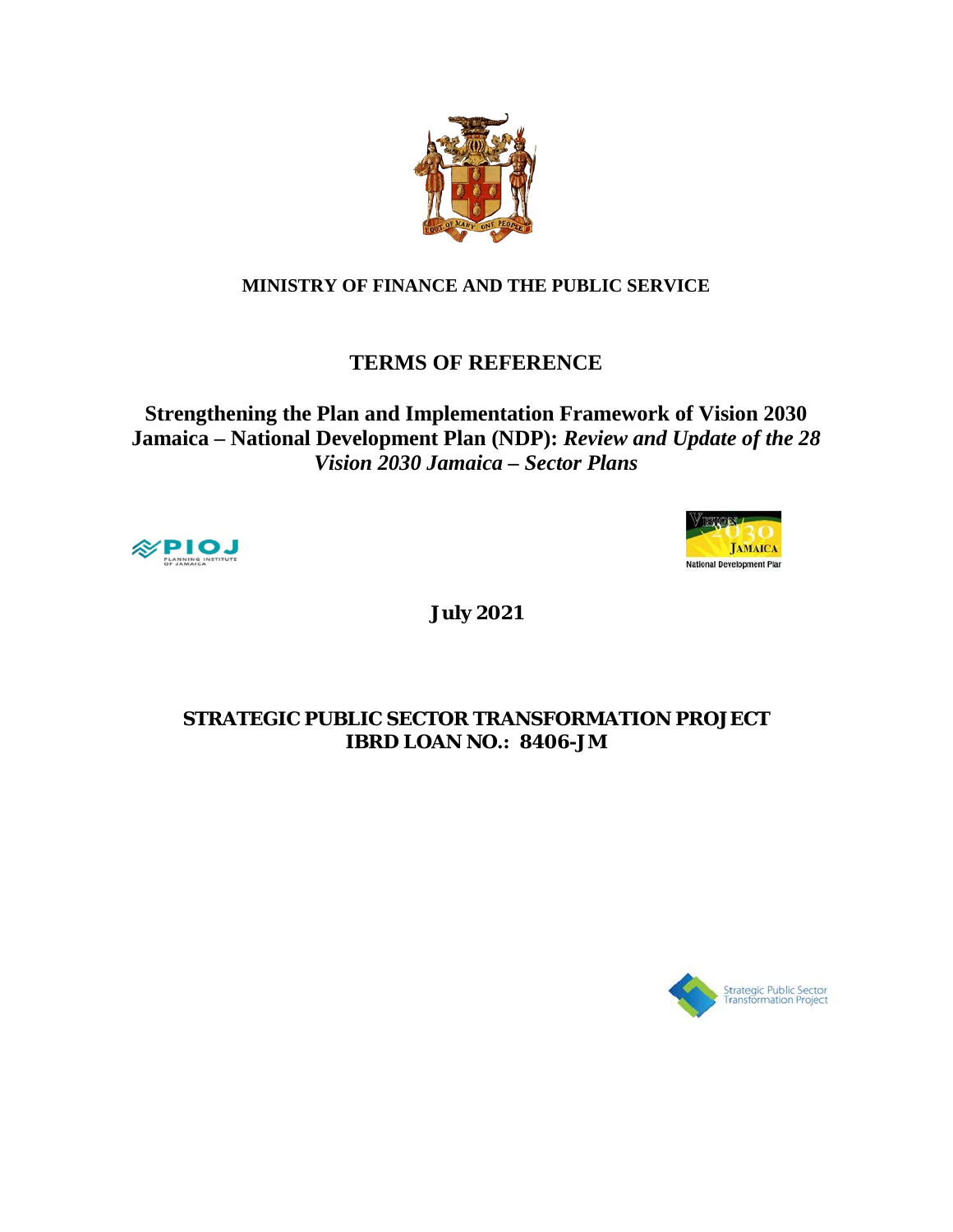**MINISTRY OF FINANCE AND THE PUBLIC SERVICE**

# TERMS OF REFERENCE

## Strengthening the Plan and Implementation Framework of Vision 2030 Jamaica – National Development Plan (NDP): *Review and Update of the 28 Vision 2030 Jamaica – Sector Plans*

**July 2021**

**STRATEGIC PUBLIC SECTOR TRANSFORMATION PROJECT**
**IBRD LOAN NO.: 8406-JM**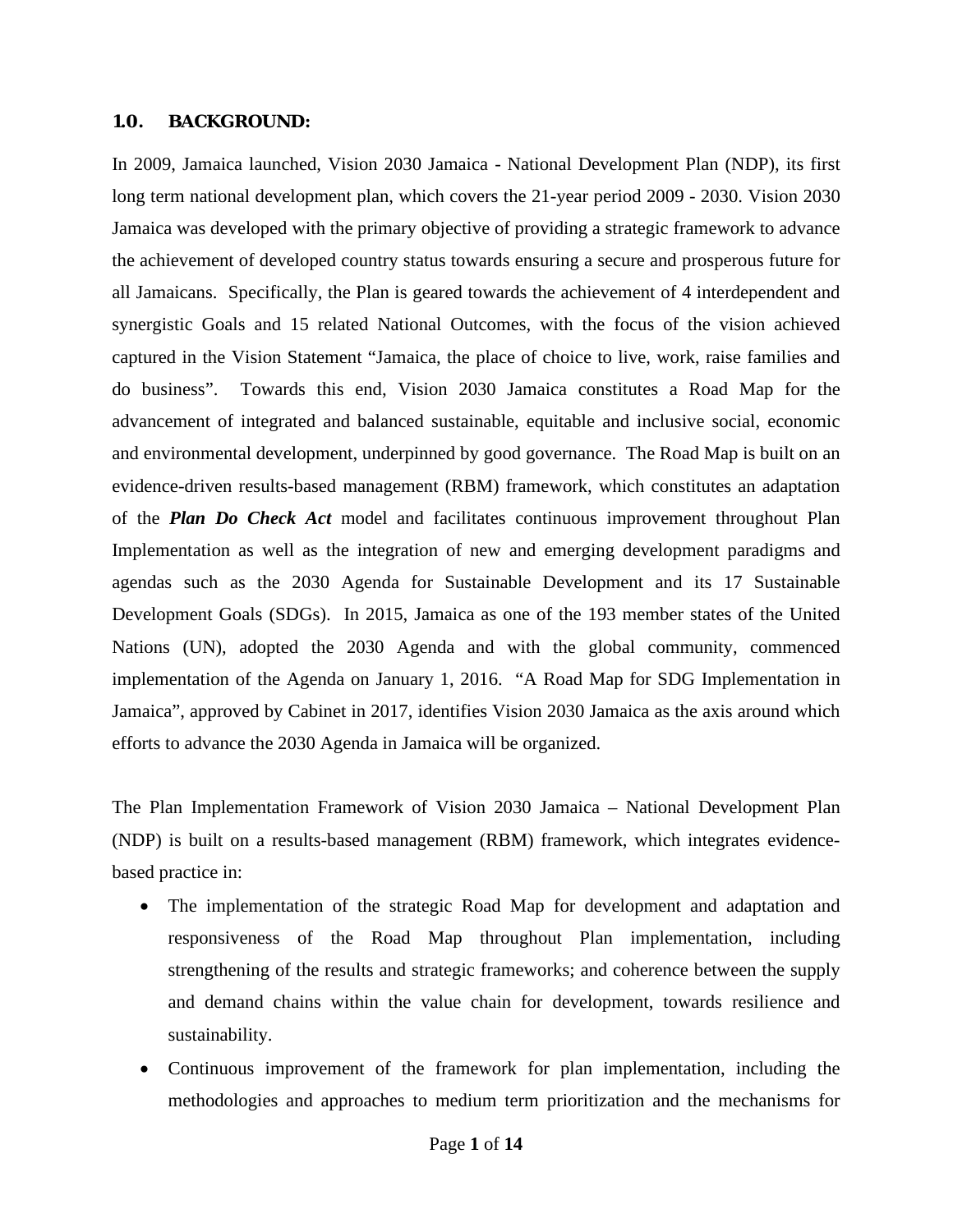## 1.0. BACKGROUND:

In 2009, Jamaica launched, Vision 2030 Jamaica - National Development Plan (NDP), its first long term national development plan, which covers the 21-year period 2009 - 2030. Vision 2030 Jamaica was developed with the primary objective of providing a strategic framework to advance the achievement of developed country status towards ensuring a secure and prosperous future for all Jamaicans. Specifically, the Plan is geared towards the achievement of 4 interdependent and synergistic Goals and 15 related National Outcomes, with the focus of the vision achieved captured in the Vision Statement "Jamaica, the place of choice to live, work, raise families and do business". Towards this end, Vision 2030 Jamaica constitutes a Road Map for the advancement of integrated and balanced sustainable, equitable and inclusive social, economic and environmental development, underpinned by good governance. The Road Map is built on an evidence-driven results-based management (RBM) framework, which constitutes an adaptation of the ***Plan Do Check Act*** model and facilitates continuous improvement throughout Plan Implementation as well as the integration of new and emerging development paradigms and agendas such as the 2030 Agenda for Sustainable Development and its 17 Sustainable Development Goals (SDGs). In 2015, Jamaica as one of the 193 member states of the United Nations (UN), adopted the 2030 Agenda and with the global community, commenced implementation of the Agenda on January 1, 2016. "A Road Map for SDG Implementation in Jamaica", approved by Cabinet in 2017, identifies Vision 2030 Jamaica as the axis around which efforts to advance the 2030 Agenda in Jamaica will be organized.

The Plan Implementation Framework of Vision 2030 Jamaica – National Development Plan (NDP) is built on a results-based management (RBM) framework, which integrates evidence-based practice in:

- The implementation of the strategic Road Map for development and adaptation and responsiveness of the Road Map throughout Plan implementation, including strengthening of the results and strategic frameworks; and coherence between the supply and demand chains within the value chain for development, towards resilience and sustainability.
- Continuous improvement of the framework for plan implementation, including the methodologies and approaches to medium term prioritization and the mechanisms for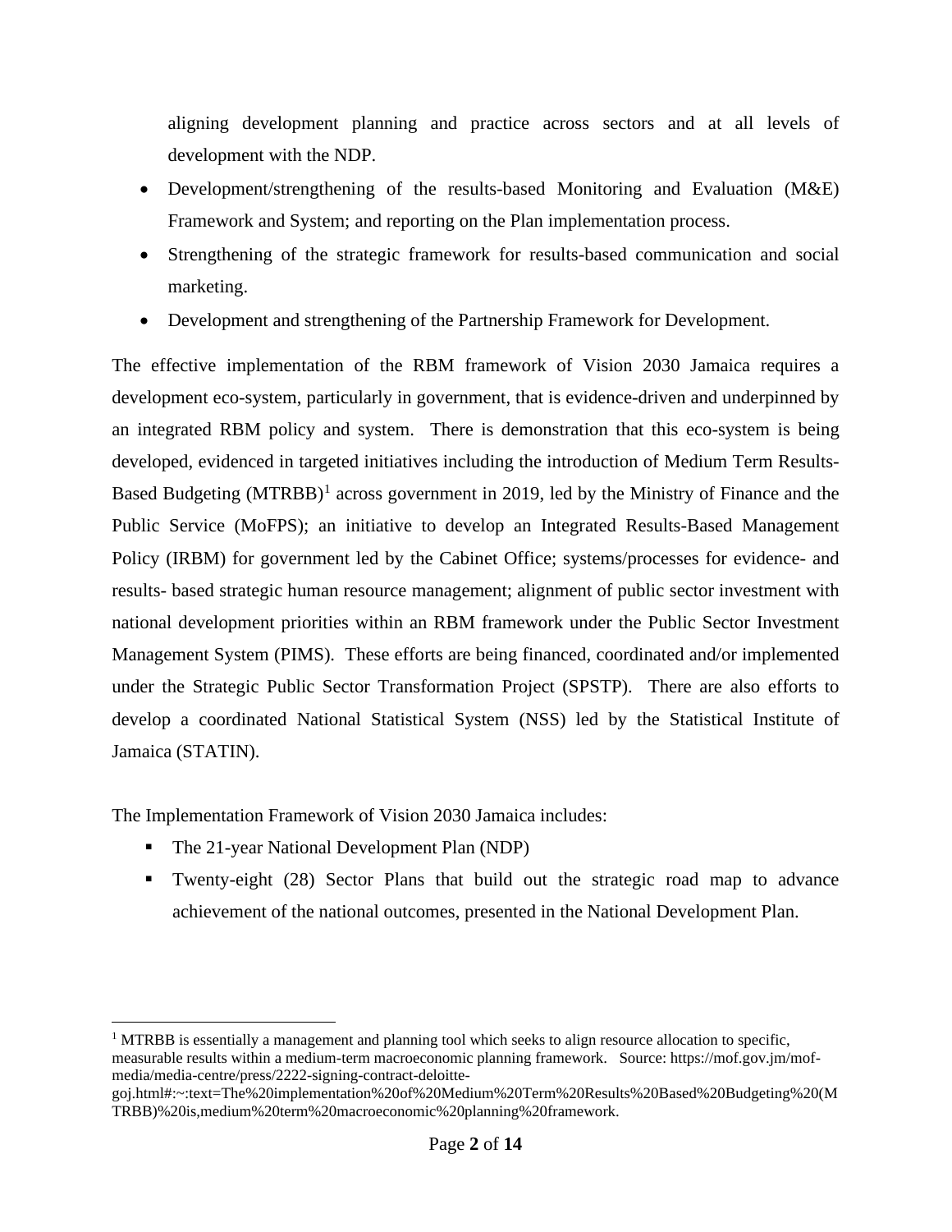aligning development planning and practice across sectors and at all levels of development with the NDP.

- Development/strengthening of the results-based Monitoring and Evaluation (M&E) Framework and System; and reporting on the Plan implementation process.
- Strengthening of the strategic framework for results-based communication and social marketing.
- Development and strengthening of the Partnership Framework for Development.

The effective implementation of the RBM framework of Vision 2030 Jamaica requires a development eco-system, particularly in government, that is evidence-driven and underpinned by an integrated RBM policy and system. There is demonstration that this eco-system is being developed, evidenced in targeted initiatives including the introduction of Medium Term Results-Based Budgeting (MTRBB)[1] across government in 2019, led by the Ministry of Finance and the Public Service (MoFPS); an initiative to develop an Integrated Results-Based Management Policy (IRBM) for government led by the Cabinet Office; systems/processes for evidence- and results- based strategic human resource management; alignment of public sector investment with national development priorities within an RBM framework under the Public Sector Investment Management System (PIMS). These efforts are being financed, coordinated and/or implemented under the Strategic Public Sector Transformation Project (SPSTP). There are also efforts to develop a coordinated National Statistical System (NSS) led by the Statistical Institute of Jamaica (STATIN).

The Implementation Framework of Vision 2030 Jamaica includes:

- The 21-year National Development Plan (NDP)
- Twenty-eight (28) Sector Plans that build out the strategic road map to advance achievement of the national outcomes, presented in the National Development Plan.

---

[1] MTRBB is essentially a management and planning tool which seeks to align resource allocation to specific, measurable results within a medium-term macroeconomic planning framework. Source: https://mof.gov.jm/mof-media/media-centre/press/2222-signing-contract-deloitte-goj.html#:~:text=The%20implementation%20of%20Medium%20Term%20Results%20Based%20Budgeting%20(MTRBB)%20is,medium%20term%20macroeconomic%20planning%20framework.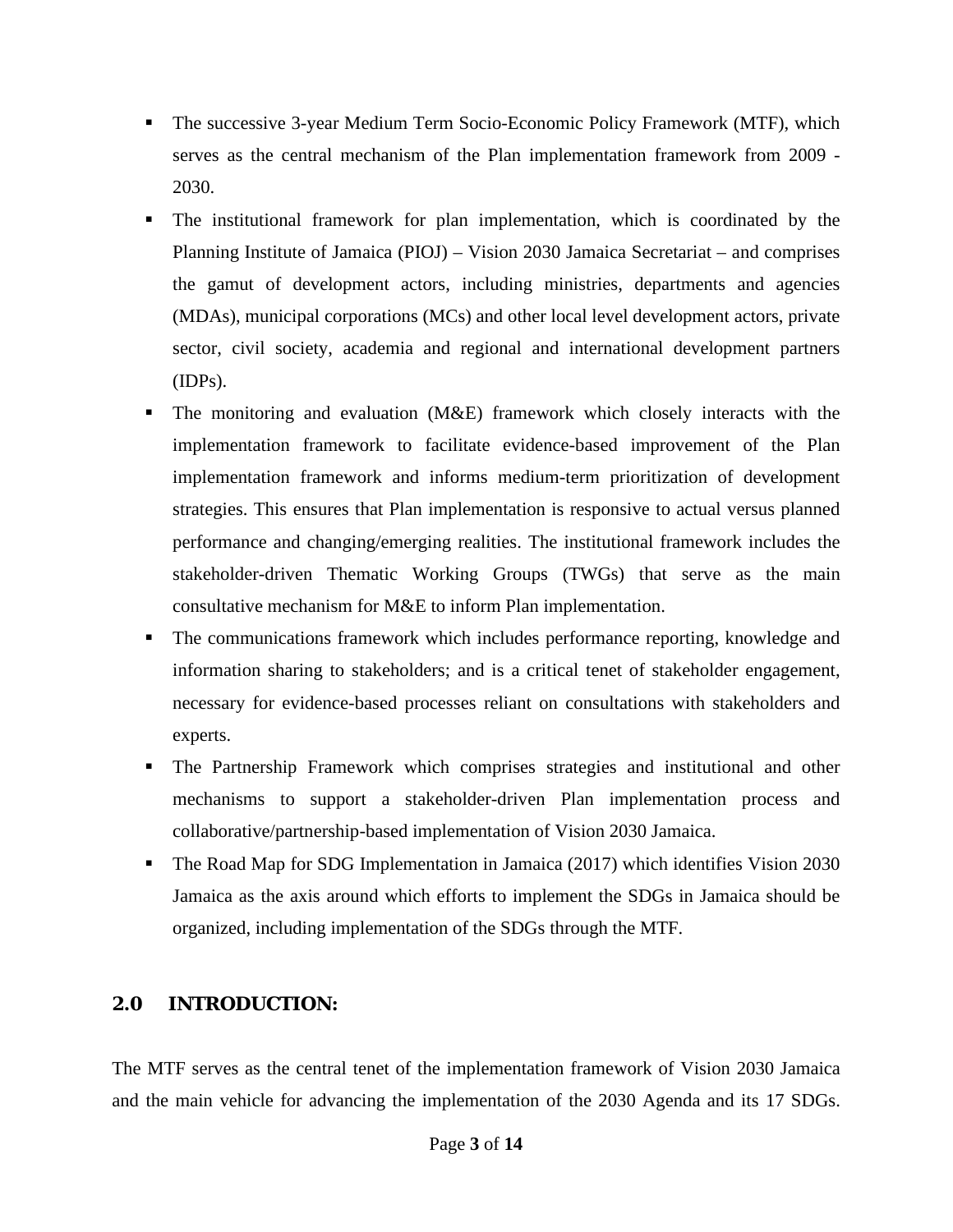- The successive 3-year Medium Term Socio-Economic Policy Framework (MTF), which serves as the central mechanism of the Plan implementation framework from 2009 - 2030.
- The institutional framework for plan implementation, which is coordinated by the Planning Institute of Jamaica (PIOJ) – Vision 2030 Jamaica Secretariat – and comprises the gamut of development actors, including ministries, departments and agencies (MDAs), municipal corporations (MCs) and other local level development actors, private sector, civil society, academia and regional and international development partners (IDPs).
- The monitoring and evaluation (M&E) framework which closely interacts with the implementation framework to facilitate evidence-based improvement of the Plan implementation framework and informs medium-term prioritization of development strategies. This ensures that Plan implementation is responsive to actual versus planned performance and changing/emerging realities. The institutional framework includes the stakeholder-driven Thematic Working Groups (TWGs) that serve as the main consultative mechanism for M&E to inform Plan implementation.
- The communications framework which includes performance reporting, knowledge and information sharing to stakeholders; and is a critical tenet of stakeholder engagement, necessary for evidence-based processes reliant on consultations with stakeholders and experts.
- The Partnership Framework which comprises strategies and institutional and other mechanisms to support a stakeholder-driven Plan implementation process and collaborative/partnership-based implementation of Vision 2030 Jamaica.
- The Road Map for SDG Implementation in Jamaica (2017) which identifies Vision 2030 Jamaica as the axis around which efforts to implement the SDGs in Jamaica should be organized, including implementation of the SDGs through the MTF.

## 2.0 INTRODUCTION:

The MTF serves as the central tenet of the implementation framework of Vision 2030 Jamaica and the main vehicle for advancing the implementation of the 2030 Agenda and its 17 SDGs.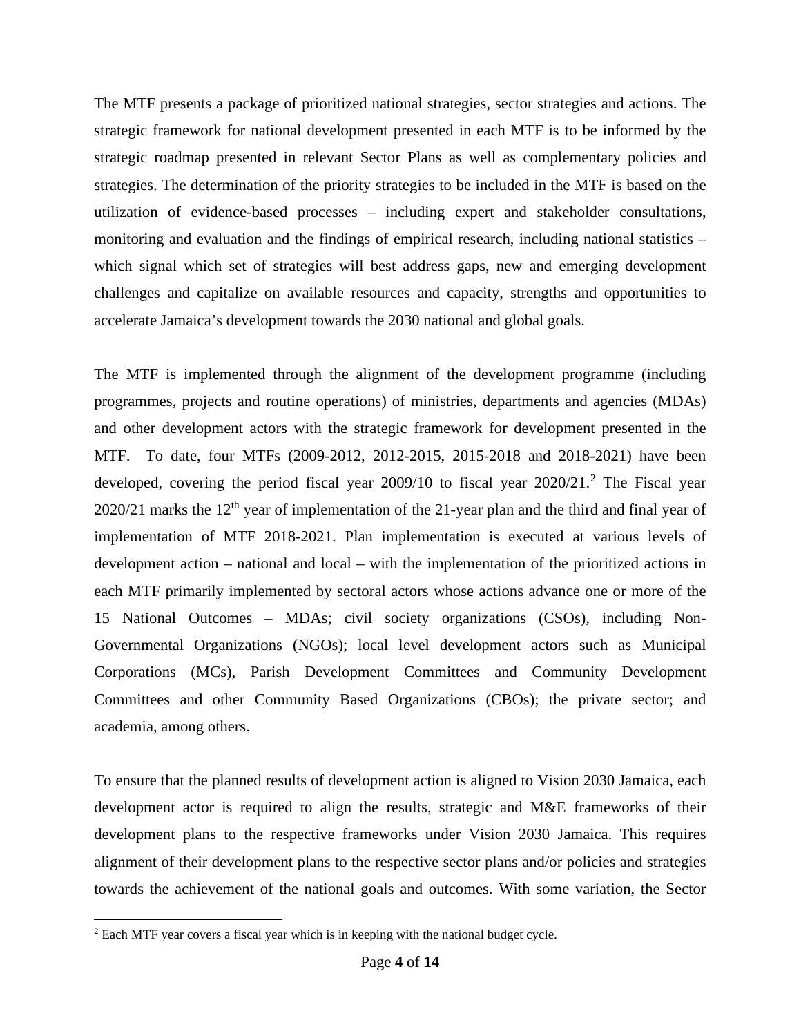The MTF presents a package of prioritized national strategies, sector strategies and actions. The strategic framework for national development presented in each MTF is to be informed by the strategic roadmap presented in relevant Sector Plans as well as complementary policies and strategies. The determination of the priority strategies to be included in the MTF is based on the utilization of evidence-based processes – including expert and stakeholder consultations, monitoring and evaluation and the findings of empirical research, including national statistics – which signal which set of strategies will best address gaps, new and emerging development challenges and capitalize on available resources and capacity, strengths and opportunities to accelerate Jamaica's development towards the 2030 national and global goals.

The MTF is implemented through the alignment of the development programme (including programmes, projects and routine operations) of ministries, departments and agencies (MDAs) and other development actors with the strategic framework for development presented in the MTF. To date, four MTFs (2009-2012, 2012-2015, 2015-2018 and 2018-2021) have been developed, covering the period fiscal year 2009/10 to fiscal year 2020/21.[2] The Fiscal year 2020/21 marks the 12th year of implementation of the 21-year plan and the third and final year of implementation of MTF 2018-2021. Plan implementation is executed at various levels of development action – national and local – with the implementation of the prioritized actions in each MTF primarily implemented by sectoral actors whose actions advance one or more of the 15 National Outcomes – MDAs; civil society organizations (CSOs), including Non-Governmental Organizations (NGOs); local level development actors such as Municipal Corporations (MCs), Parish Development Committees and Community Development Committees and other Community Based Organizations (CBOs); the private sector; and academia, among others.

To ensure that the planned results of development action is aligned to Vision 2030 Jamaica, each development actor is required to align the results, strategic and M&E frameworks of their development plans to the respective frameworks under Vision 2030 Jamaica. This requires alignment of their development plans to the respective sector plans and/or policies and strategies towards the achievement of the national goals and outcomes. With some variation, the Sector

[2] Each MTF year covers a fiscal year which is in keeping with the national budget cycle.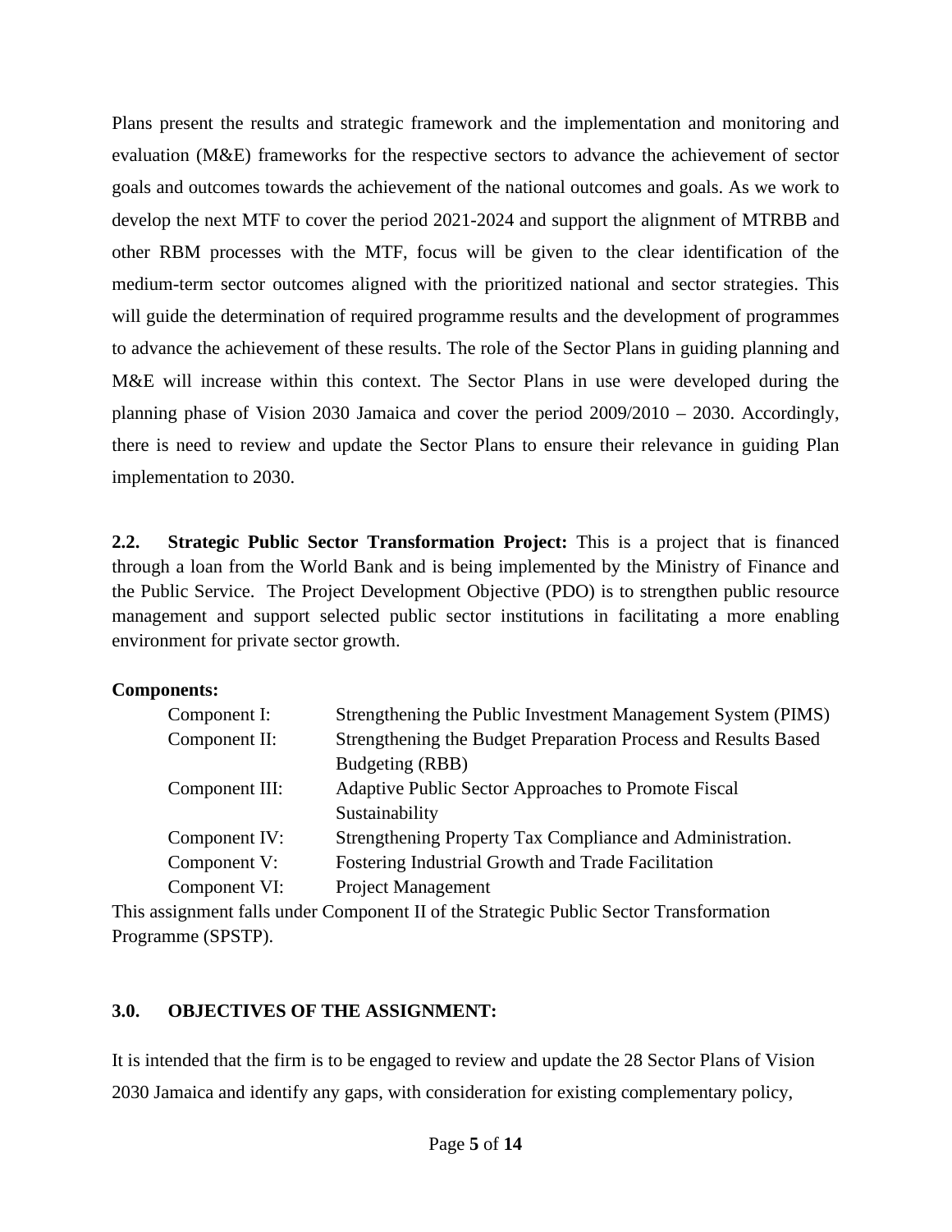Plans present the results and strategic framework and the implementation and monitoring and evaluation (M&E) frameworks for the respective sectors to advance the achievement of sector goals and outcomes towards the achievement of the national outcomes and goals. As we work to develop the next MTF to cover the period 2021-2024 and support the alignment of MTRBB and other RBM processes with the MTF, focus will be given to the clear identification of the medium-term sector outcomes aligned with the prioritized national and sector strategies. This will guide the determination of required programme results and the development of programmes to advance the achievement of these results. The role of the Sector Plans in guiding planning and M&E will increase within this context. The Sector Plans in use were developed during the planning phase of Vision 2030 Jamaica and cover the period 2009/2010 – 2030. Accordingly, there is need to review and update the Sector Plans to ensure their relevance in guiding Plan implementation to 2030.

**2.2. Strategic Public Sector Transformation Project:** This is a project that is financed through a loan from the World Bank and is being implemented by the Ministry of Finance and the Public Service. The Project Development Objective (PDO) is to strengthen public resource management and support selected public sector institutions in facilitating a more enabling environment for private sector growth.

**Components:**

| | |
|---|---|
| Component I: | Strengthening the Public Investment Management System (PIMS) |
| Component II: | Strengthening the Budget Preparation Process and Results Based Budgeting (RBB) |
| Component III: | Adaptive Public Sector Approaches to Promote Fiscal Sustainability |
| Component IV: | Strengthening Property Tax Compliance and Administration. |
| Component V: | Fostering Industrial Growth and Trade Facilitation |
| Component VI: | Project Management |

This assignment falls under Component II of the Strategic Public Sector Transformation Programme (SPSTP).

## 3.0. OBJECTIVES OF THE ASSIGNMENT:

It is intended that the firm is to be engaged to review and update the 28 Sector Plans of Vision 2030 Jamaica and identify any gaps, with consideration for existing complementary policy,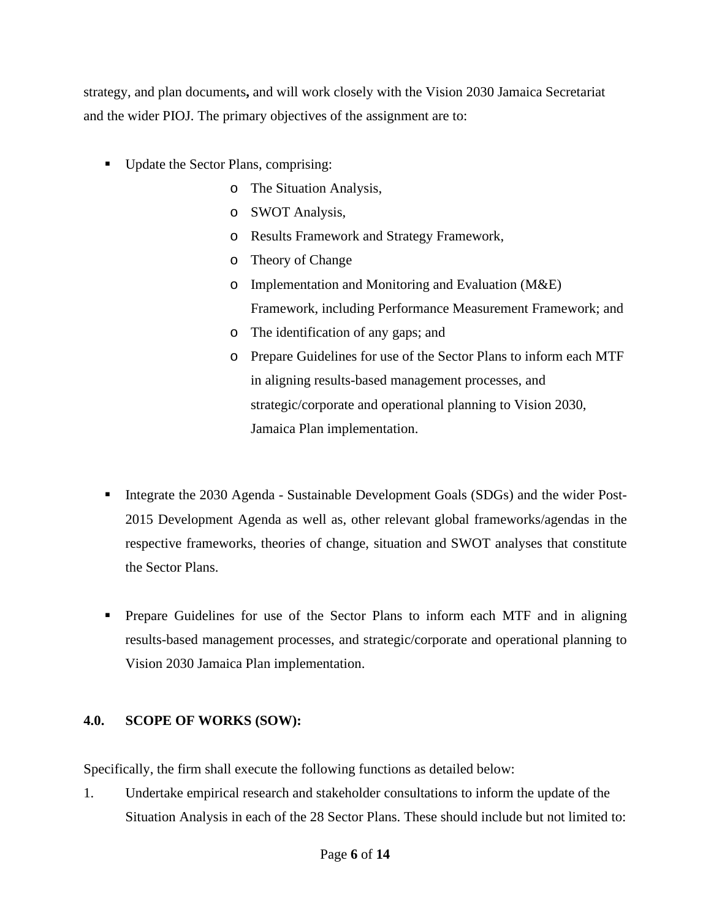strategy, and plan documents**,** and will work closely with the Vision 2030 Jamaica Secretariat and the wider PIOJ. The primary objectives of the assignment are to:

- Update the Sector Plans, comprising:
  - The Situation Analysis,
  - SWOT Analysis,
  - Results Framework and Strategy Framework,
  - Theory of Change
  - Implementation and Monitoring and Evaluation (M&E) Framework, including Performance Measurement Framework; and
  - The identification of any gaps; and
  - Prepare Guidelines for use of the Sector Plans to inform each MTF in aligning results-based management processes, and strategic/corporate and operational planning to Vision 2030, Jamaica Plan implementation.

- Integrate the 2030 Agenda - Sustainable Development Goals (SDGs) and the wider Post-2015 Development Agenda as well as, other relevant global frameworks/agendas in the respective frameworks, theories of change, situation and SWOT analyses that constitute the Sector Plans.

- Prepare Guidelines for use of the Sector Plans to inform each MTF and in aligning results-based management processes, and strategic/corporate and operational planning to Vision 2030 Jamaica Plan implementation.

## 4.0. SCOPE OF WORKS (SOW):

Specifically, the firm shall execute the following functions as detailed below:

1. Undertake empirical research and stakeholder consultations to inform the update of the Situation Analysis in each of the 28 Sector Plans. These should include but not limited to: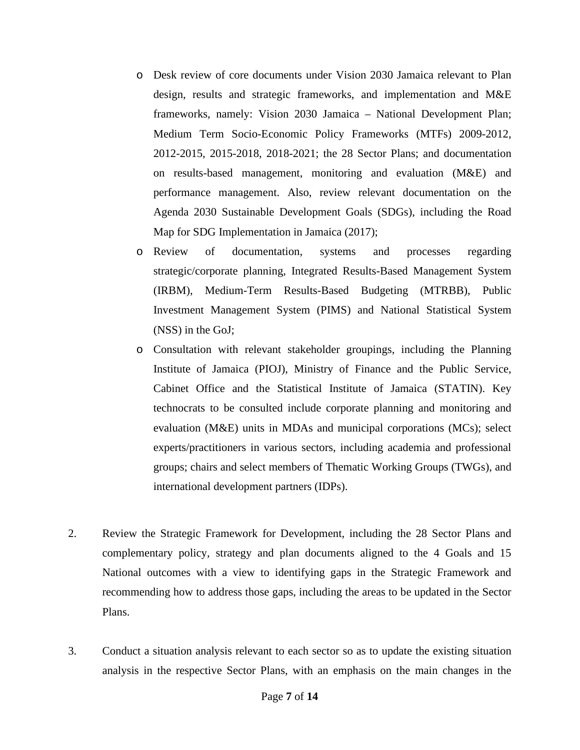- Desk review of core documents under Vision 2030 Jamaica relevant to Plan design, results and strategic frameworks, and implementation and M&E frameworks, namely: Vision 2030 Jamaica – National Development Plan; Medium Term Socio-Economic Policy Frameworks (MTFs) 2009-2012, 2012-2015, 2015-2018, 2018-2021; the 28 Sector Plans; and documentation on results-based management, monitoring and evaluation (M&E) and performance management. Also, review relevant documentation on the Agenda 2030 Sustainable Development Goals (SDGs), including the Road Map for SDG Implementation in Jamaica (2017);
   - Review of documentation, systems and processes regarding strategic/corporate planning, Integrated Results-Based Management System (IRBM), Medium-Term Results-Based Budgeting (MTRBB), Public Investment Management System (PIMS) and National Statistical System (NSS) in the GoJ;
   - Consultation with relevant stakeholder groupings, including the Planning Institute of Jamaica (PIOJ), Ministry of Finance and the Public Service, Cabinet Office and the Statistical Institute of Jamaica (STATIN). Key technocrats to be consulted include corporate planning and monitoring and evaluation (M&E) units in MDAs and municipal corporations (MCs); select experts/practitioners in various sectors, including academia and professional groups; chairs and select members of Thematic Working Groups (TWGs), and international development partners (IDPs).

2. Review the Strategic Framework for Development, including the 28 Sector Plans and complementary policy, strategy and plan documents aligned to the 4 Goals and 15 National outcomes with a view to identifying gaps in the Strategic Framework and recommending how to address those gaps, including the areas to be updated in the Sector Plans.

3. Conduct a situation analysis relevant to each sector so as to update the existing situation analysis in the respective Sector Plans, with an emphasis on the main changes in the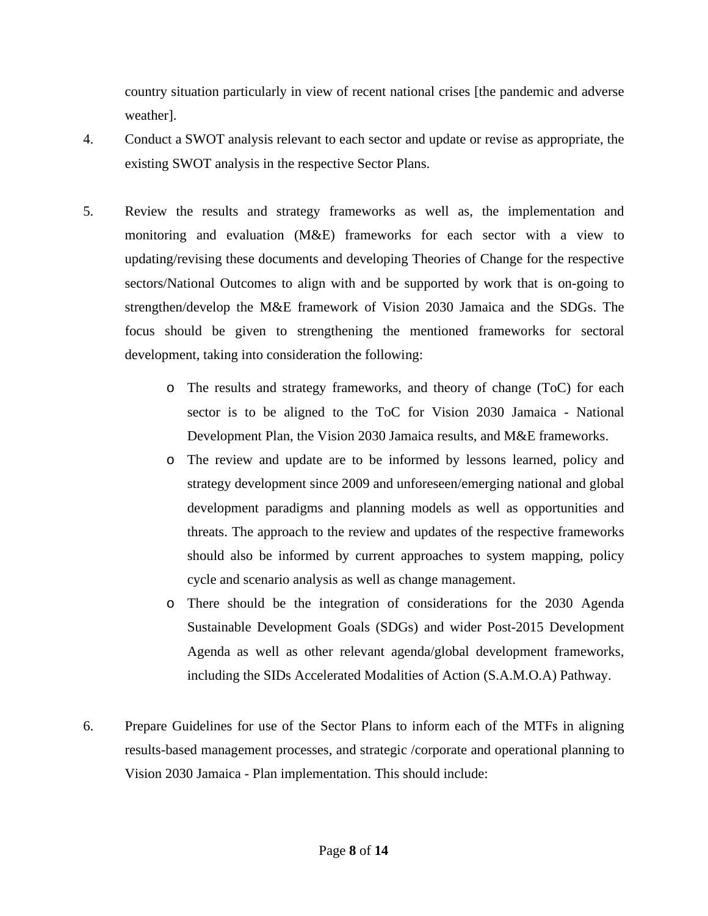country situation particularly in view of recent national crises [the pandemic and adverse weather].

4. Conduct a SWOT analysis relevant to each sector and update or revise as appropriate, the existing SWOT analysis in the respective Sector Plans.

5. Review the results and strategy frameworks as well as, the implementation and monitoring and evaluation (M&E) frameworks for each sector with a view to updating/revising these documents and developing Theories of Change for the respective sectors/National Outcomes to align with and be supported by work that is on-going to strengthen/develop the M&E framework of Vision 2030 Jamaica and the SDGs. The focus should be given to strengthening the mentioned frameworks for sectoral development, taking into consideration the following:

    - The results and strategy frameworks, and theory of change (ToC) for each sector is to be aligned to the ToC for Vision 2030 Jamaica - National Development Plan, the Vision 2030 Jamaica results, and M&E frameworks.
    - The review and update are to be informed by lessons learned, policy and strategy development since 2009 and unforeseen/emerging national and global development paradigms and planning models as well as opportunities and threats. The approach to the review and updates of the respective frameworks should also be informed by current approaches to system mapping, policy cycle and scenario analysis as well as change management.
    - There should be the integration of considerations for the 2030 Agenda Sustainable Development Goals (SDGs) and wider Post-2015 Development Agenda as well as other relevant agenda/global development frameworks, including the SIDs Accelerated Modalities of Action (S.A.M.O.A) Pathway.

6. Prepare Guidelines for use of the Sector Plans to inform each of the MTFs in aligning results-based management processes, and strategic /corporate and operational planning to Vision 2030 Jamaica - Plan implementation. This should include: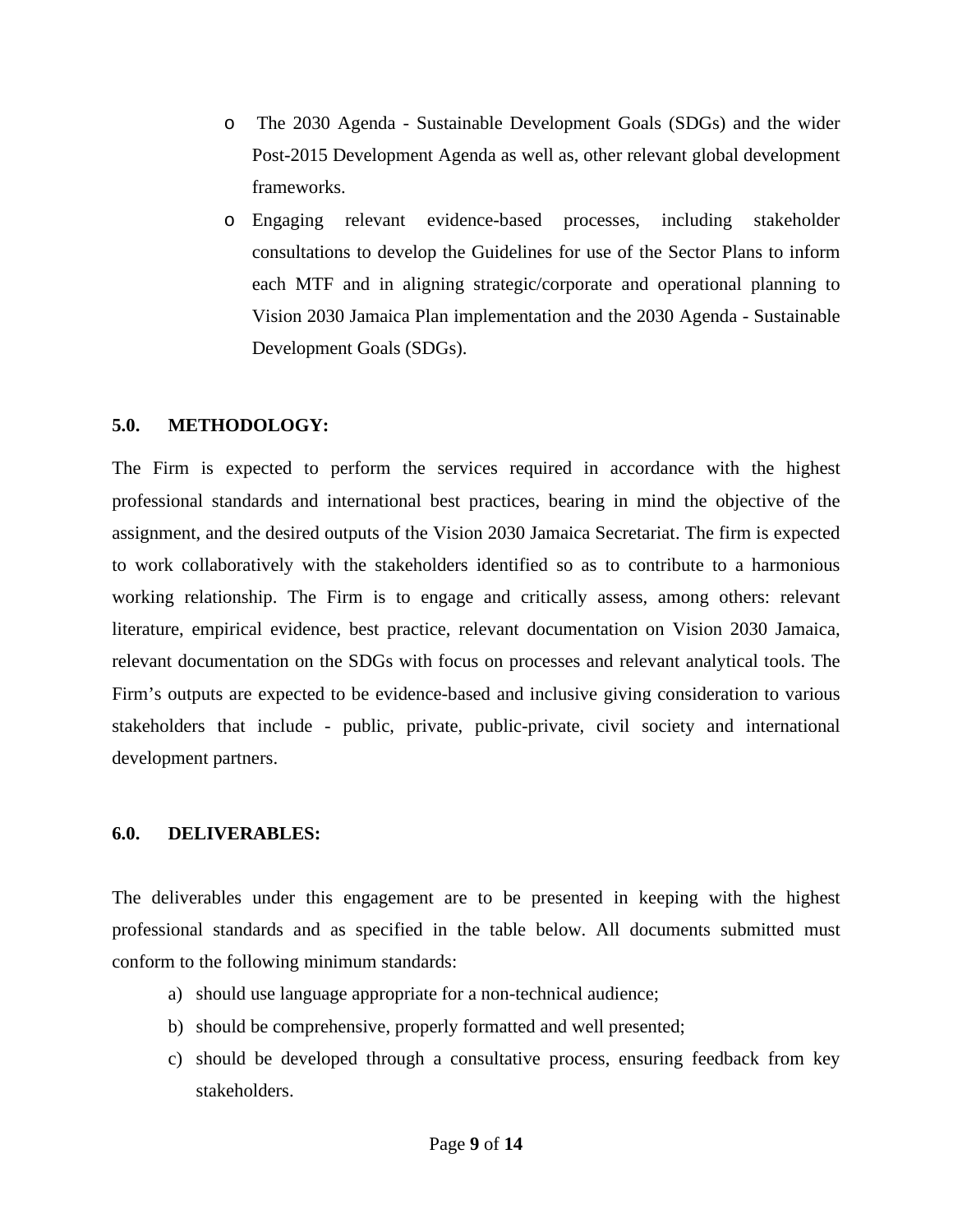- The 2030 Agenda - Sustainable Development Goals (SDGs) and the wider Post-2015 Development Agenda as well as, other relevant global development frameworks.
- Engaging relevant evidence-based processes, including stakeholder consultations to develop the Guidelines for use of the Sector Plans to inform each MTF and in aligning strategic/corporate and operational planning to Vision 2030 Jamaica Plan implementation and the 2030 Agenda - Sustainable Development Goals (SDGs).

## 5.0. METHODOLOGY:

The Firm is expected to perform the services required in accordance with the highest professional standards and international best practices, bearing in mind the objective of the assignment, and the desired outputs of the Vision 2030 Jamaica Secretariat. The firm is expected to work collaboratively with the stakeholders identified so as to contribute to a harmonious working relationship. The Firm is to engage and critically assess, among others: relevant literature, empirical evidence, best practice, relevant documentation on Vision 2030 Jamaica, relevant documentation on the SDGs with focus on processes and relevant analytical tools. The Firm's outputs are expected to be evidence-based and inclusive giving consideration to various stakeholders that include - public, private, public-private, civil society and international development partners.

## 6.0. DELIVERABLES:

The deliverables under this engagement are to be presented in keeping with the highest professional standards and as specified in the table below. All documents submitted must conform to the following minimum standards:

a) should use language appropriate for a non-technical audience;
b) should be comprehensive, properly formatted and well presented;
c) should be developed through a consultative process, ensuring feedback from key stakeholders.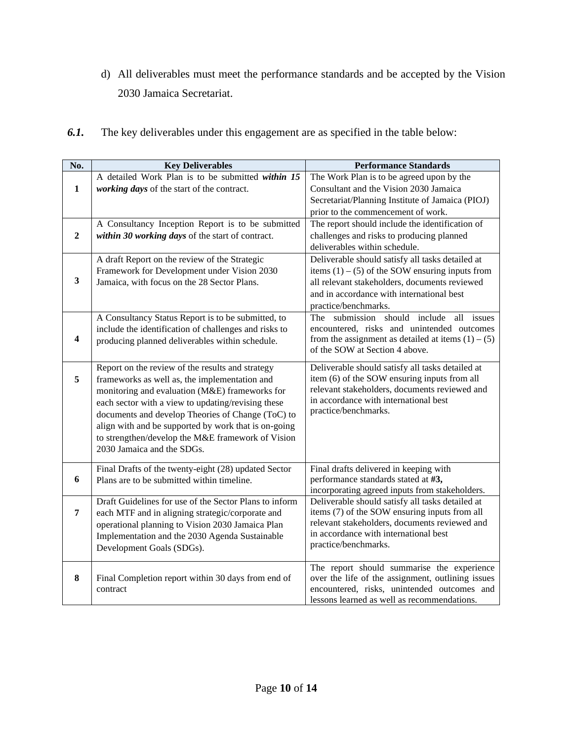d) All deliverables must meet the performance standards and be accepted by the Vision 2030 Jamaica Secretariat.

***6.1.*** The key deliverables under this engagement are as specified in the table below:

| No. | Key Deliverables | Performance Standards |
|---|---|---|
| **1** | A detailed Work Plan is to be submitted ***within 15 working days*** of the start of the contract. | The Work Plan is to be agreed upon by the Consultant and the Vision 2030 Jamaica Secretariat/Planning Institute of Jamaica (PIOJ) prior to the commencement of work. |
| **2** | A Consultancy Inception Report is to be submitted ***within 30 working days*** of the start of contract. | The report should include the identification of challenges and risks to producing planned deliverables within schedule. |
| **3** | A draft Report on the review of the Strategic Framework for Development under Vision 2030 Jamaica, with focus on the 28 Sector Plans. | Deliverable should satisfy all tasks detailed at items (1) – (5) of the SOW ensuring inputs from all relevant stakeholders, documents reviewed and in accordance with international best practice/benchmarks. |
| **4** | A Consultancy Status Report is to be submitted, to include the identification of challenges and risks to producing planned deliverables within schedule. | The submission should include all issues encountered, risks and unintended outcomes from the assignment as detailed at items (1) – (5) of the SOW at Section 4 above. |
| **5** | Report on the review of the results and strategy frameworks as well as, the implementation and monitoring and evaluation (M&E) frameworks for each sector with a view to updating/revising these documents and develop Theories of Change (ToC) to align with and be supported by work that is on-going to strengthen/develop the M&E framework of Vision 2030 Jamaica and the SDGs. | Deliverable should satisfy all tasks detailed at item (6) of the SOW ensuring inputs from all relevant stakeholders, documents reviewed and in accordance with international best practice/benchmarks. |
| **6** | Final Drafts of the twenty-eight (28) updated Sector Plans are to be submitted within timeline. | Final drafts delivered in keeping with performance standards stated at **#3,** incorporating agreed inputs from stakeholders. |
| **7** | Draft Guidelines for use of the Sector Plans to inform each MTF and in aligning strategic/corporate and operational planning to Vision 2030 Jamaica Plan Implementation and the 2030 Agenda Sustainable Development Goals (SDGs). | Deliverable should satisfy all tasks detailed at items (7) of the SOW ensuring inputs from all relevant stakeholders, documents reviewed and in accordance with international best practice/benchmarks. |
| **8** | Final Completion report within 30 days from end of contract | The report should summarise the experience over the life of the assignment, outlining issues encountered, risks, unintended outcomes and lessons learned as well as recommendations. |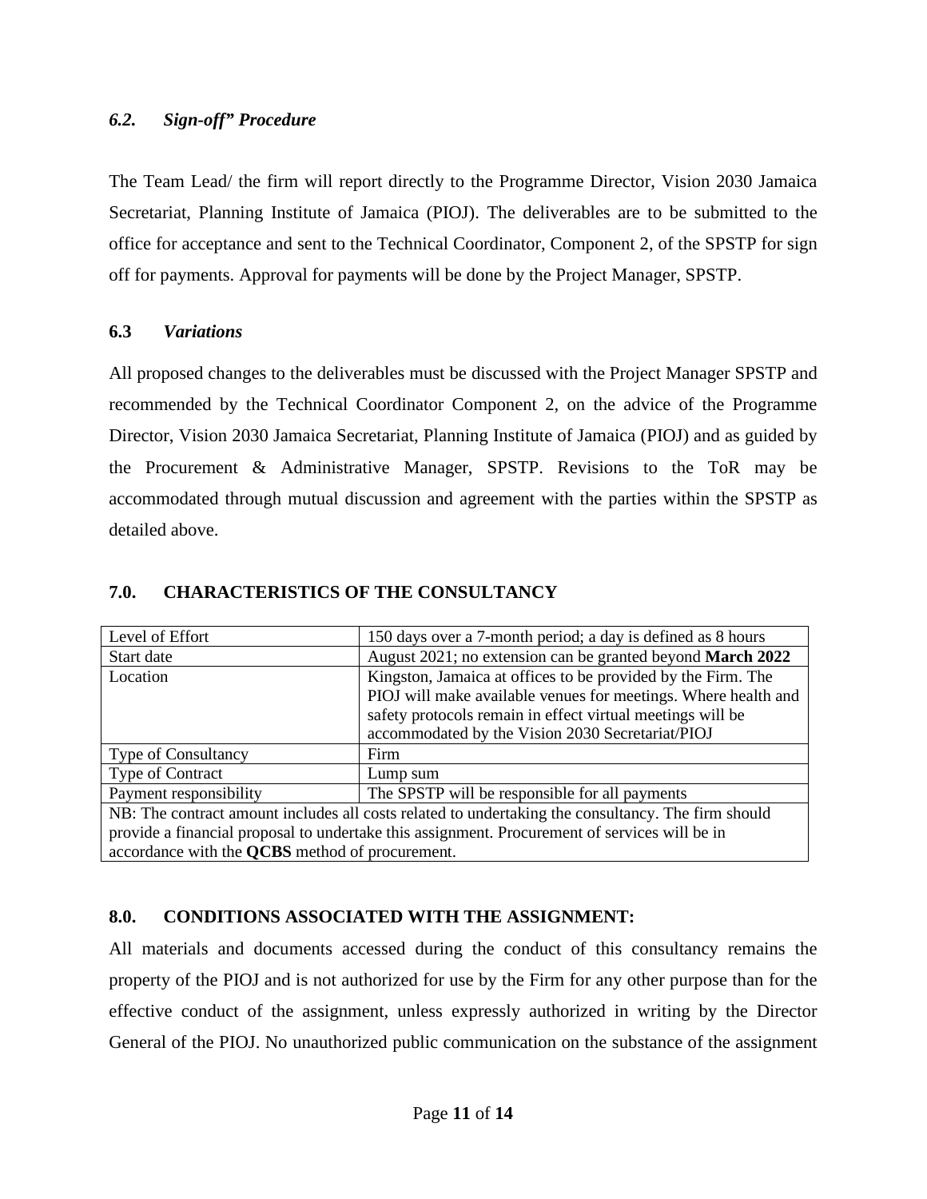### *6.2. Sign-off" Procedure*

The Team Lead/ the firm will report directly to the Programme Director, Vision 2030 Jamaica Secretariat, Planning Institute of Jamaica (PIOJ). The deliverables are to be submitted to the office for acceptance and sent to the Technical Coordinator, Component 2, of the SPSTP for sign off for payments. Approval for payments will be done by the Project Manager, SPSTP.

### **6.3** *Variations*

All proposed changes to the deliverables must be discussed with the Project Manager SPSTP and recommended by the Technical Coordinator Component 2, on the advice of the Programme Director, Vision 2030 Jamaica Secretariat, Planning Institute of Jamaica (PIOJ) and as guided by the Procurement & Administrative Manager, SPSTP. Revisions to the ToR may be accommodated through mutual discussion and agreement with the parties within the SPSTP as detailed above.

## **7.0. CHARACTERISTICS OF THE CONSULTANCY**

| Level of Effort | 150 days over a 7-month period; a day is defined as 8 hours |
|---|---|
| Start date | August 2021; no extension can be granted beyond **March 2022** |
| Location | Kingston, Jamaica at offices to be provided by the Firm. The PIOJ will make available venues for meetings. Where health and safety protocols remain in effect virtual meetings will be accommodated by the Vision 2030 Secretariat/PIOJ |
| Type of Consultancy | Firm |
| Type of Contract | Lump sum |
| Payment responsibility | The SPSTP will be responsible for all payments |
| NB: The contract amount includes all costs related to undertaking the consultancy. The firm should provide a financial proposal to undertake this assignment. Procurement of services will be in accordance with the **QCBS** method of procurement. | |

## **8.0. CONDITIONS ASSOCIATED WITH THE ASSIGNMENT:**

All materials and documents accessed during the conduct of this consultancy remains the property of the PIOJ and is not authorized for use by the Firm for any other purpose than for the effective conduct of the assignment, unless expressly authorized in writing by the Director General of the PIOJ. No unauthorized public communication on the substance of the assignment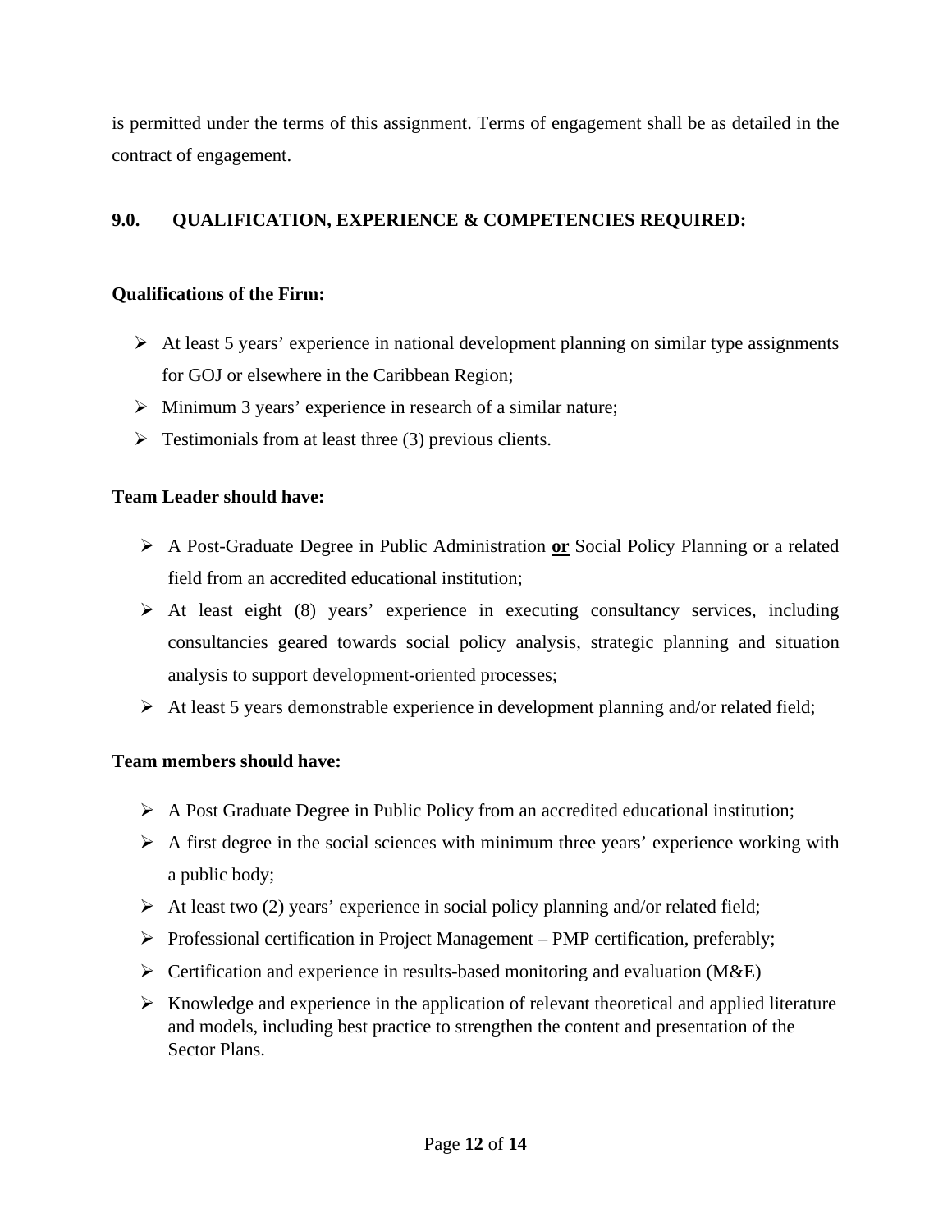is permitted under the terms of this assignment. Terms of engagement shall be as detailed in the contract of engagement.

## 9.0. QUALIFICATION, EXPERIENCE & COMPETENCIES REQUIRED:

**Qualifications of the Firm:**

- At least 5 years' experience in national development planning on similar type assignments for GOJ or elsewhere in the Caribbean Region;
- Minimum 3 years' experience in research of a similar nature;
- Testimonials from at least three (3) previous clients.

**Team Leader should have:**

- A Post-Graduate Degree in Public Administration **<u>or</u>** Social Policy Planning or a related field from an accredited educational institution;
- At least eight (8) years' experience in executing consultancy services, including consultancies geared towards social policy analysis, strategic planning and situation analysis to support development-oriented processes;
- At least 5 years demonstrable experience in development planning and/or related field;

**Team members should have:**

- A Post Graduate Degree in Public Policy from an accredited educational institution;
- A first degree in the social sciences with minimum three years' experience working with a public body;
- At least two (2) years' experience in social policy planning and/or related field;
- Professional certification in Project Management – PMP certification, preferably;
- Certification and experience in results-based monitoring and evaluation (M&E)
- Knowledge and experience in the application of relevant theoretical and applied literature and models, including best practice to strengthen the content and presentation of the Sector Plans.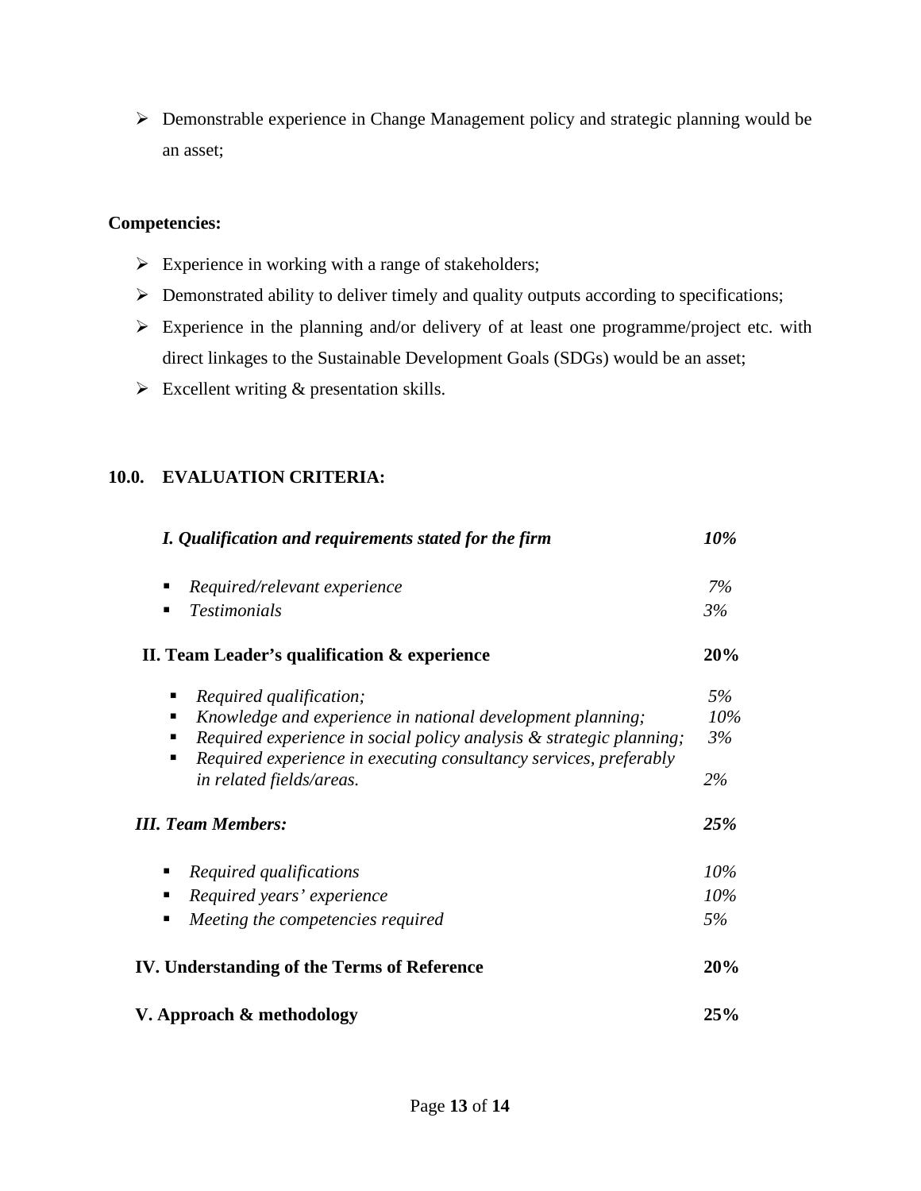- Demonstrable experience in Change Management policy and strategic planning would be an asset;

**Competencies:**

- Experience in working with a range of stakeholders;
- Demonstrated ability to deliver timely and quality outputs according to specifications;
- Experience in the planning and/or delivery of at least one programme/project etc. with direct linkages to the Sustainable Development Goals (SDGs) would be an asset;
- Excellent writing & presentation skills.

## 10.0. EVALUATION CRITERIA:

| | |
|---|---|
| ***I. Qualification and requirements stated for the firm*** | ***10%*** |
| ▪ *Required/relevant experience* | *7%* |
| ▪ *Testimonials* | *3%* |
| **II. Team Leader's qualification & experience** | **20%** |
| ▪ *Required qualification;* | *5%* |
| ▪ *Knowledge and experience in national development planning;* | *10%* |
| ▪ *Required experience in social policy analysis & strategic planning;* | *3%* |
| ▪ *Required experience in executing consultancy services, preferably in related fields/areas.* | *2%* |
| ***III. Team Members:*** | ***25%*** |
| ▪ *Required qualifications* | *10%* |
| ▪ *Required years' experience* | *10%* |
| ▪ *Meeting the competencies required* | *5%* |
| **IV. Understanding of the Terms of Reference** | **20%** |
| **V. Approach & methodology** | **25%** |